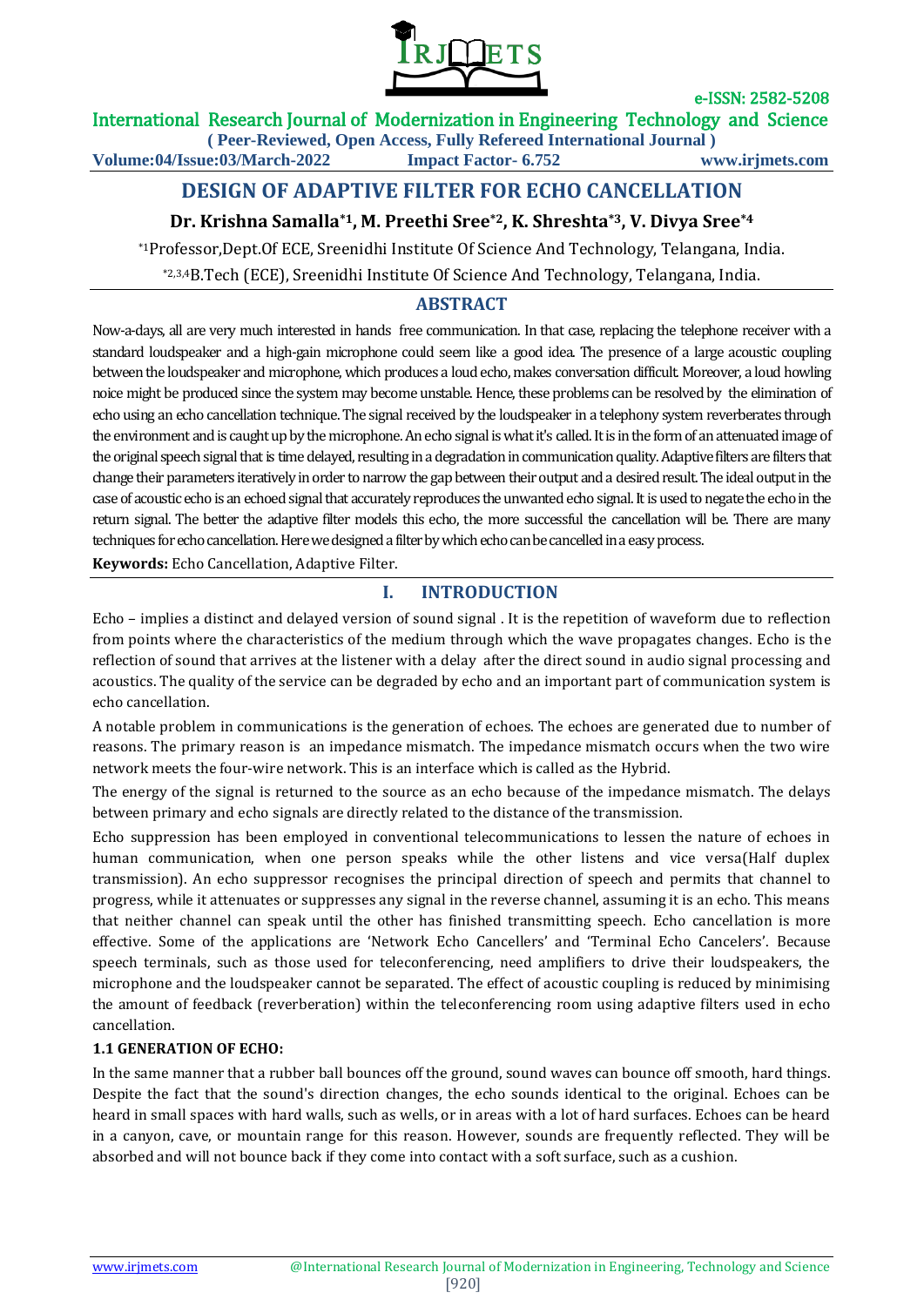# DESIGN OF ADAPTIVE FILTER FOR ECHO CANCELLATION

**Dr. Krishna Samalla[*1], M. Preethi Sree[*2], K. Shreshta[*3], V. Divya Sree[*4]**

[*1]Professor,Dept.Of ECE, Sreenidhi Institute Of Science And Technology, Telangana, India.

[*2,3,4]B.Tech (ECE), Sreenidhi Institute Of Science And Technology, Telangana, India.

## ABSTRACT

Now-a-days, all are very much interested in hands free communication. In that case, replacing the telephone receiver with a standard loudspeaker and a high-gain microphone could seem like a good idea. The presence of a large acoustic coupling between the loudspeaker and microphone, which produces a loud echo, makes conversation difficult. Moreover, a loud howling noice might be produced since the system may become unstable. Hence, these problems can be resolved by the elimination of echo using an echo cancellation technique. The signal received by the loudspeaker in a telephony system reverberates through the environment and is caught up by the microphone. An echo signal is what it's called. It is in the form of an attenuated image of the original speech signal that is time delayed, resulting in a degradation in communication quality. Adaptive filters are filters that change their parameters iteratively in order to narrow the gap between their output and a desired result. The ideal output in the case of acoustic echo is an echoed signal that accurately reproduces the unwanted echo signal. It is used to negate the echo in the return signal. The better the adaptive filter models this echo, the more successful the cancellation will be. There are many techniques for echo cancellation. Here we designed a filter by which echo can be cancelled in a easy process.

**Keywords:** Echo Cancellation, Adaptive Filter.

## I. INTRODUCTION

Echo – implies a distinct and delayed version of sound signal . It is the repetition of waveform due to reflection from points where the characteristics of the medium through which the wave propagates changes. Echo is the reflection of sound that arrives at the listener with a delay after the direct sound in audio signal processing and acoustics. The quality of the service can be degraded by echo and an important part of communication system is echo cancellation.

A notable problem in communications is the generation of echoes. The echoes are generated due to number of reasons. The primary reason is an impedance mismatch. The impedance mismatch occurs when the two wire network meets the four-wire network. This is an interface which is called as the Hybrid.

The energy of the signal is returned to the source as an echo because of the impedance mismatch. The delays between primary and echo signals are directly related to the distance of the transmission.

Echo suppression has been employed in conventional telecommunications to lessen the nature of echoes in human communication, when one person speaks while the other listens and vice versa(Half duplex transmission). An echo suppressor recognises the principal direction of speech and permits that channel to progress, while it attenuates or suppresses any signal in the reverse channel, assuming it is an echo. This means that neither channel can speak until the other has finished transmitting speech. Echo cancellation is more effective. Some of the applications are 'Network Echo Cancellers' and 'Terminal Echo Cancelers'. Because speech terminals, such as those used for teleconferencing, need amplifiers to drive their loudspeakers, the microphone and the loudspeaker cannot be separated. The effect of acoustic coupling is reduced by minimising the amount of feedback (reverberation) within the teleconferencing room using adaptive filters used in echo cancellation.

### 1.1 GENERATION OF ECHO:

In the same manner that a rubber ball bounces off the ground, sound waves can bounce off smooth, hard things. Despite the fact that the sound's direction changes, the echo sounds identical to the original. Echoes can be heard in small spaces with hard walls, such as wells, or in areas with a lot of hard surfaces. Echoes can be heard in a canyon, cave, or mountain range for this reason. However, sounds are frequently reflected. They will be absorbed and will not bounce back if they come into contact with a soft surface, such as a cushion.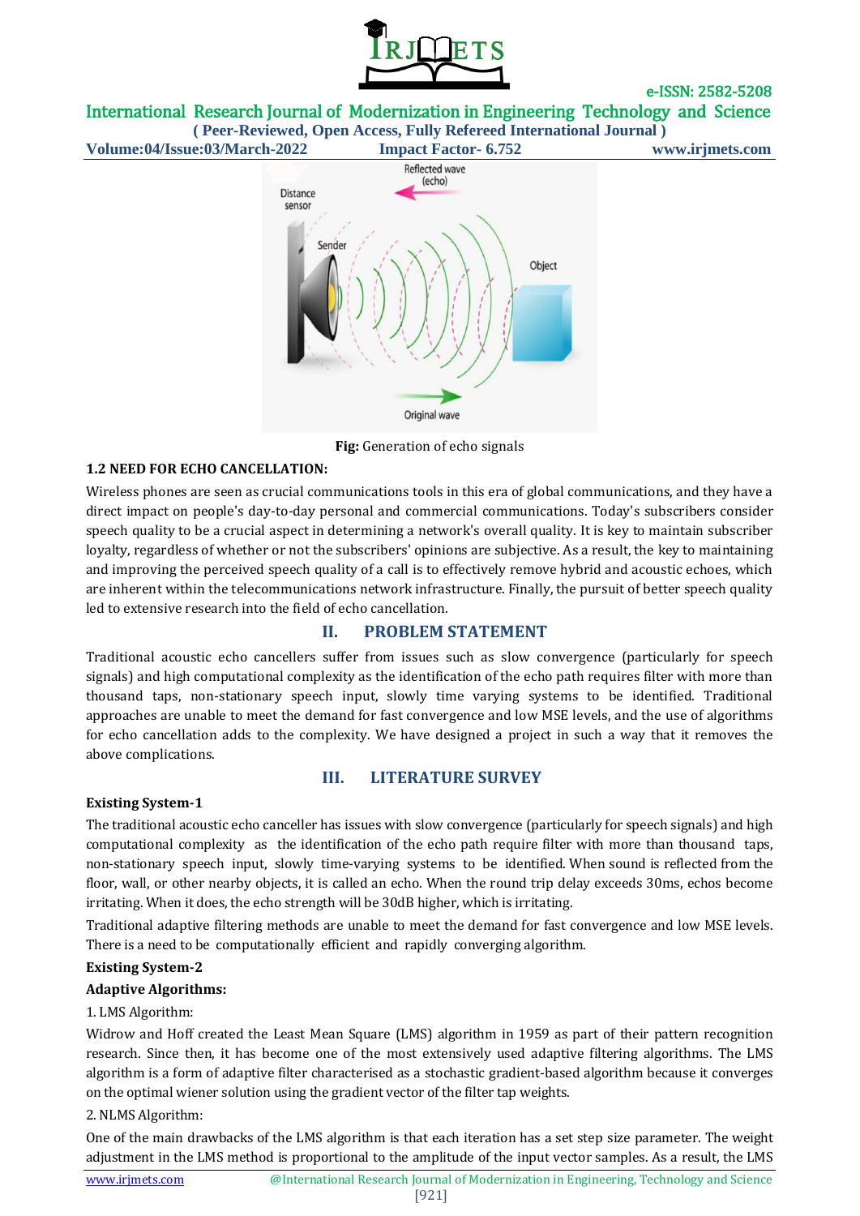**Fig:** Generation of echo signals

### 1.2 NEED FOR ECHO CANCELLATION:

Wireless phones are seen as crucial communications tools in this era of global communications, and they have a direct impact on people's day-to-day personal and commercial communications. Today's subscribers consider speech quality to be a crucial aspect in determining a network's overall quality. It is key to maintain subscriber loyalty, regardless of whether or not the subscribers' opinions are subjective. As a result, the key to maintaining and improving the perceived speech quality of a call is to effectively remove hybrid and acoustic echoes, which are inherent within the telecommunications network infrastructure. Finally, the pursuit of better speech quality led to extensive research into the field of echo cancellation.

## II. PROBLEM STATEMENT

Traditional acoustic echo cancellers suffer from issues such as slow convergence (particularly for speech signals) and high computational complexity as the identification of the echo path requires filter with more than thousand taps, non-stationary speech input, slowly time varying systems to be identified. Traditional approaches are unable to meet the demand for fast convergence and low MSE levels, and the use of algorithms for echo cancellation adds to the complexity. We have designed a project in such a way that it removes the above complications.

## III. LITERATURE SURVEY

**Existing System-1**

The traditional acoustic echo canceller has issues with slow convergence (particularly for speech signals) and high computational complexity as the identification of the echo path require filter with more than thousand taps, non-stationary speech input, slowly time-varying systems to be identified. When sound is reflected from the floor, wall, or other nearby objects, it is called an echo. When the round trip delay exceeds 30ms, echos become irritating. When it does, the echo strength will be 30dB higher, which is irritating.

Traditional adaptive filtering methods are unable to meet the demand for fast convergence and low MSE levels. There is a need to be computationally efficient and rapidly converging algorithm.

**Existing System-2**

**Adaptive Algorithms:**

1. LMS Algorithm:

Widrow and Hoff created the Least Mean Square (LMS) algorithm in 1959 as part of their pattern recognition research. Since then, it has become one of the most extensively used adaptive filtering algorithms. The LMS algorithm is a form of adaptive filter characterised as a stochastic gradient-based algorithm because it converges on the optimal wiener solution using the gradient vector of the filter tap weights.

2. NLMS Algorithm:

One of the main drawbacks of the LMS algorithm is that each iteration has a set step size parameter. The weight adjustment in the LMS method is proportional to the amplitude of the input vector samples. As a result, the LMS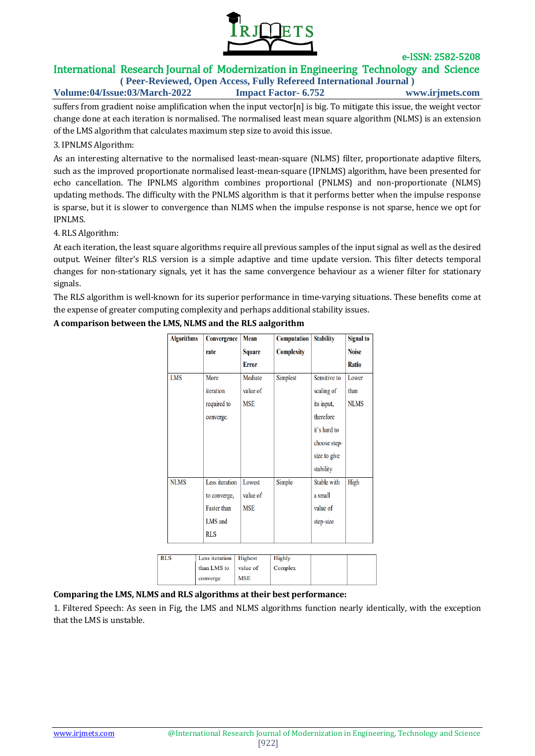suffers from gradient noise amplification when the input vector[n] is big. To mitigate this issue, the weight vector change done at each iteration is normalised. The normalised least mean square algorithm (NLMS) is an extension of the LMS algorithm that calculates maximum step size to avoid this issue.

3. IPNLMS Algorithm:

As an interesting alternative to the normalised least-mean-square (NLMS) filter, proportionate adaptive filters, such as the improved proportionate normalised least-mean-square (IPNLMS) algorithm, have been presented for echo cancellation. The IPNLMS algorithm combines proportional (PNLMS) and non-proportionate (NLMS) updating methods. The difficulty with the PNLMS algorithm is that it performs better when the impulse response is sparse, but it is slower to convergence than NLMS when the impulse response is not sparse, hence we opt for IPNLMS.

4. RLS Algorithm:

At each iteration, the least square algorithms require all previous samples of the input signal as well as the desired output. Weiner filter's RLS version is a simple adaptive and time update version. This filter detects temporal changes for non-stationary signals, yet it has the same convergence behaviour as a wiener filter for stationary signals.

The RLS algorithm is well-known for its superior performance in time-varying situations. These benefits come at the expense of greater computing complexity and perhaps additional stability issues.

**A comparison between the LMS, NLMS and the RLS aalgorithm**

| Algorithms | Convergence rate | Mean Square Error | Computation Complexity | Stability | Signal to Noise Ratio |
|---|---|---|---|---|---|
| LMS | More iteration required to converge. | Mediate value of MSE | Simplest | Sensitive to scaling of its input, therefore it's hard to choose step-size to give stability | Lower than NLMS |
| NLMS | Less iteration to converge, Faster than LMS and RLS | Lowest value of MSE | Simple | Stable with a small value of step-size | High |
| RLS | Less iteration than LMS to converge | Highest value of MSE | Highly Complex | | |

**Comparing the LMS, NLMS and RLS algorithms at their best performance:**

1. Filtered Speech: As seen in Fig, the LMS and NLMS algorithms function nearly identically, with the exception that the LMS is unstable.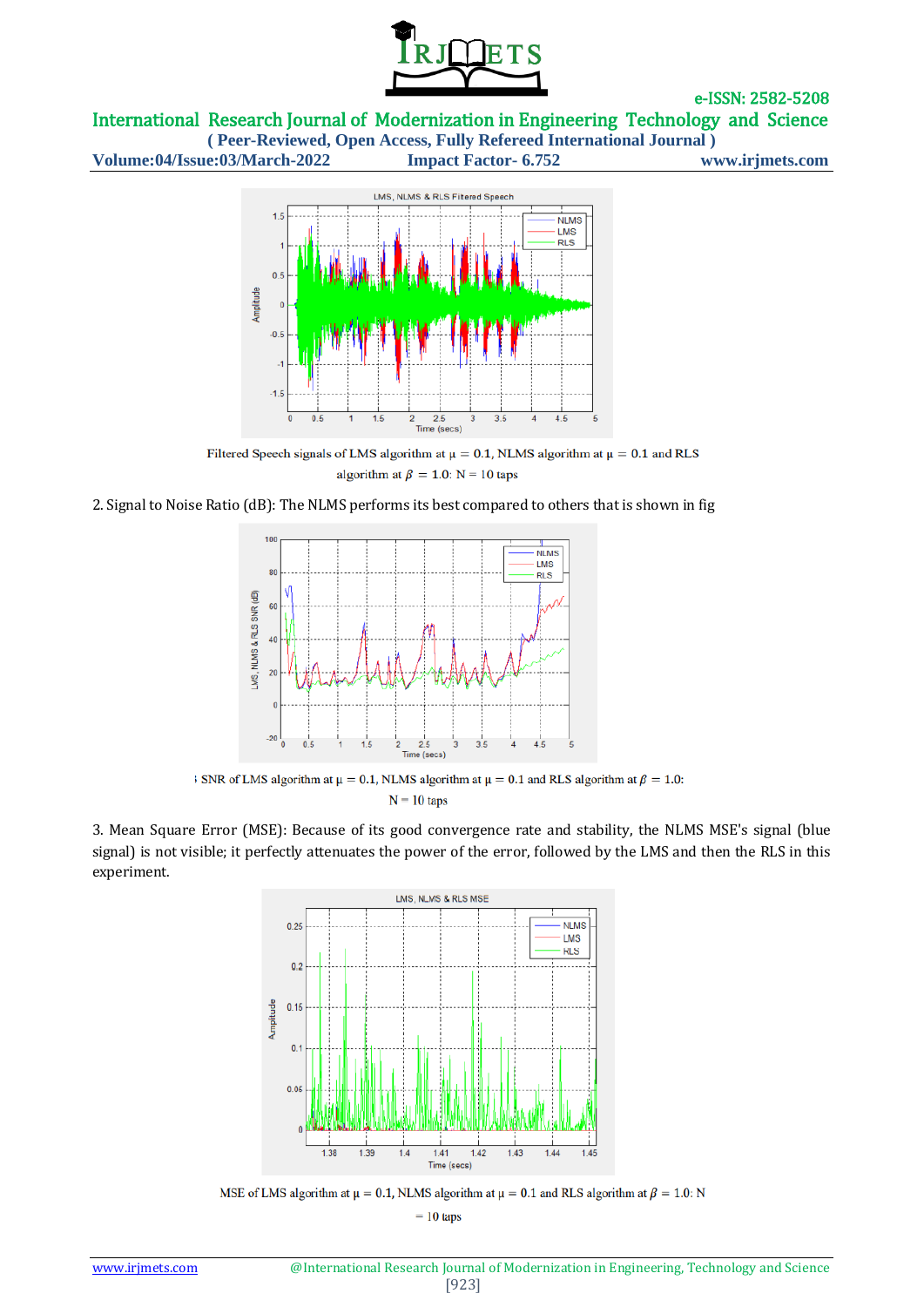Filtered Speech signals of LMS algorithm at $\mu = 0.1$, NLMS algorithm at $\mu = 0.1$ and RLS algorithm at $\beta = 1.0$: N = 10 taps

2. Signal to Noise Ratio (dB): The NLMS performs its best compared to others that is shown in fig

SNR of LMS algorithm at $\mu = 0.1$, NLMS algorithm at $\mu = 0.1$ and RLS algorithm at $\beta = 1.0$: N = 10 taps

3. Mean Square Error (MSE): Because of its good convergence rate and stability, the NLMS MSE's signal (blue signal) is not visible; it perfectly attenuates the power of the error, followed by the LMS and then the RLS in this experiment.

MSE of LMS algorithm at $\mu = 0.1$, NLMS algorithm at $\mu = 0.1$ and RLS algorithm at $\beta = 1.0$: N = 10 taps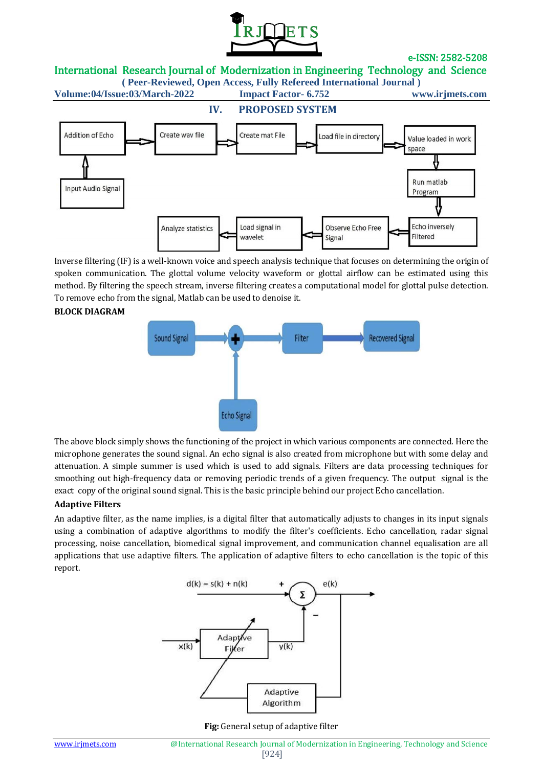## IV. PROPOSED SYSTEM

Inverse filtering (IF) is a well-known voice and speech analysis technique that focuses on determining the origin of spoken communication. The glottal volume velocity waveform or glottal airflow can be estimated using this method. By filtering the speech stream, inverse filtering creates a computational model for glottal pulse detection. To remove echo from the signal, Matlab can be used to denoise it.

**BLOCK DIAGRAM**

The above block simply shows the functioning of the project in which various components are connected. Here the microphone generates the sound signal. An echo signal is also created from microphone but with some delay and attenuation. A simple summer is used which is used to add signals. Filters are data processing techniques for smoothing out high-frequency data or removing periodic trends of a given frequency. The output signal is the exact copy of the original sound signal. This is the basic principle behind our project Echo cancellation.

**Adaptive Filters**

An adaptive filter, as the name implies, is a digital filter that automatically adjusts to changes in its input signals using a combination of adaptive algorithms to modify the filter's coefficients. Echo cancellation, radar signal processing, noise cancellation, biomedical signal improvement, and communication channel equalisation are all applications that use adaptive filters. The application of adaptive filters to echo cancellation is the topic of this report.

**Fig:** General setup of adaptive filter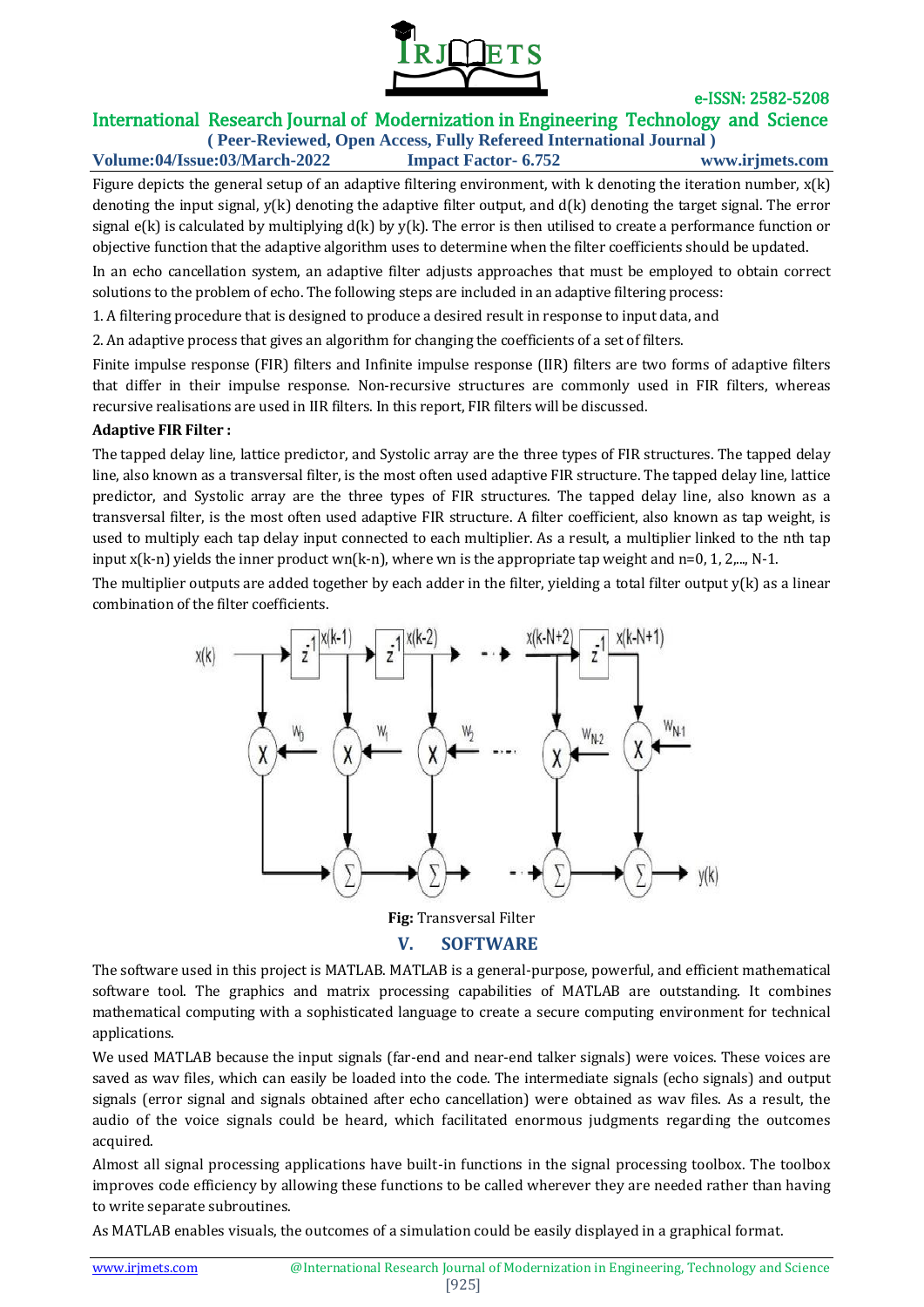Figure depicts the general setup of an adaptive filtering environment, with k denoting the iteration number, x(k) denoting the input signal, y(k) denoting the adaptive filter output, and d(k) denoting the target signal. The error signal e(k) is calculated by multiplying d(k) by y(k). The error is then utilised to create a performance function or objective function that the adaptive algorithm uses to determine when the filter coefficients should be updated.

In an echo cancellation system, an adaptive filter adjusts approaches that must be employed to obtain correct solutions to the problem of echo. The following steps are included in an adaptive filtering process:

1. A filtering procedure that is designed to produce a desired result in response to input data, and

2. An adaptive process that gives an algorithm for changing the coefficients of a set of filters.

Finite impulse response (FIR) filters and Infinite impulse response (IIR) filters are two forms of adaptive filters that differ in their impulse response. Non-recursive structures are commonly used in FIR filters, whereas recursive realisations are used in IIR filters. In this report, FIR filters will be discussed.

**Adaptive FIR Filter :**

The tapped delay line, lattice predictor, and Systolic array are the three types of FIR structures. The tapped delay line, also known as a transversal filter, is the most often used adaptive FIR structure. The tapped delay line, lattice predictor, and Systolic array are the three types of FIR structures. The tapped delay line, also known as a transversal filter, is the most often used adaptive FIR structure. A filter coefficient, also known as tap weight, is used to multiply each tap delay input connected to each multiplier. As a result, a multiplier linked to the nth tap input x(k-n) yields the inner product wn(k-n), where wn is the appropriate tap weight and n=0, 1, 2,..., N-1.

The multiplier outputs are added together by each adder in the filter, yielding a total filter output y(k) as a linear combination of the filter coefficients.

**Fig:** Transversal Filter

## V. SOFTWARE

The software used in this project is MATLAB. MATLAB is a general-purpose, powerful, and efficient mathematical software tool. The graphics and matrix processing capabilities of MATLAB are outstanding. It combines mathematical computing with a sophisticated language to create a secure computing environment for technical applications.

We used MATLAB because the input signals (far-end and near-end talker signals) were voices. These voices are saved as wav files, which can easily be loaded into the code. The intermediate signals (echo signals) and output signals (error signal and signals obtained after echo cancellation) were obtained as wav files. As a result, the audio of the voice signals could be heard, which facilitated enormous judgments regarding the outcomes acquired.

Almost all signal processing applications have built-in functions in the signal processing toolbox. The toolbox improves code efficiency by allowing these functions to be called wherever they are needed rather than having to write separate subroutines.

As MATLAB enables visuals, the outcomes of a simulation could be easily displayed in a graphical format.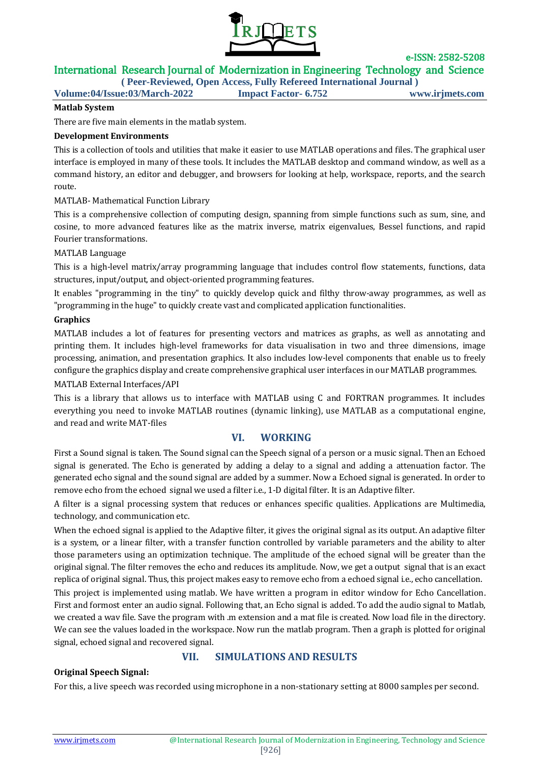**Matlab System**

There are five main elements in the matlab system.

**Development Environments**

This is a collection of tools and utilities that make it easier to use MATLAB operations and files. The graphical user interface is employed in many of these tools. It includes the MATLAB desktop and command window, as well as a command history, an editor and debugger, and browsers for looking at help, workspace, reports, and the search route.

MATLAB- Mathematical Function Library

This is a comprehensive collection of computing design, spanning from simple functions such as sum, sine, and cosine, to more advanced features like as the matrix inverse, matrix eigenvalues, Bessel functions, and rapid Fourier transformations.

MATLAB Language

This is a high-level matrix/array programming language that includes control flow statements, functions, data structures, input/output, and object-oriented programming features.

It enables "programming in the tiny" to quickly develop quick and filthy throw-away programmes, as well as "programming in the huge" to quickly create vast and complicated application functionalities.

**Graphics**

MATLAB includes a lot of features for presenting vectors and matrices as graphs, as well as annotating and printing them. It includes high-level frameworks for data visualisation in two and three dimensions, image processing, animation, and presentation graphics. It also includes low-level components that enable us to freely configure the graphics display and create comprehensive graphical user interfaces in our MATLAB programmes.

MATLAB External Interfaces/API

This is a library that allows us to interface with MATLAB using C and FORTRAN programmes. It includes everything you need to invoke MATLAB routines (dynamic linking), use MATLAB as a computational engine, and read and write MAT-files

## VI. WORKING

First a Sound signal is taken. The Sound signal can the Speech signal of a person or a music signal. Then an Echoed signal is generated. The Echo is generated by adding a delay to a signal and adding a attenuation factor. The generated echo signal and the sound signal are added by a summer. Now a Echoed signal is generated. In order to remove echo from the echoed signal we used a filter i.e., 1-D digital filter. It is an Adaptive filter.

A filter is a signal processing system that reduces or enhances specific qualities. Applications are Multimedia, technology, and communication etc.

When the echoed signal is applied to the Adaptive filter, it gives the original signal as its output. An adaptive filter is a system, or a linear filter, with a transfer function controlled by variable parameters and the ability to alter those parameters using an optimization technique. The amplitude of the echoed signal will be greater than the original signal. The filter removes the echo and reduces its amplitude. Now, we get a output signal that is an exact replica of original signal. Thus, this project makes easy to remove echo from a echoed signal i.e., echo cancellation.

This project is implemented using matlab. We have written a program in editor window for Echo Cancellation. First and formost enter an audio signal. Following that, an Echo signal is added. To add the audio signal to Matlab, we created a wav file. Save the program with .m extension and a mat file is created. Now load file in the directory. We can see the values loaded in the workspace. Now run the matlab program. Then a graph is plotted for original signal, echoed signal and recovered signal.

## VII. SIMULATIONS AND RESULTS

**Original Speech Signal:**

For this, a live speech was recorded using microphone in a non-stationary setting at 8000 samples per second.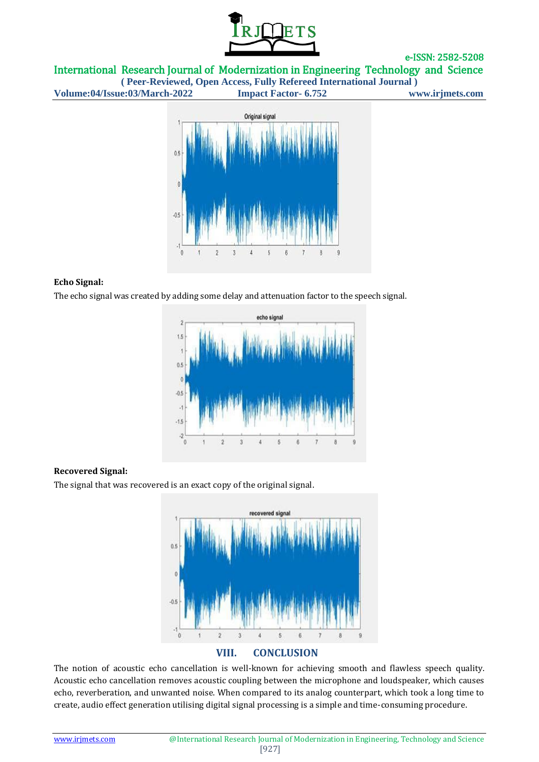**Echo Signal:**

The echo signal was created by adding some delay and attenuation factor to the speech signal.

**Recovered Signal:**

The signal that was recovered is an exact copy of the original signal.

## VIII. CONCLUSION

The notion of acoustic echo cancellation is well-known for achieving smooth and flawless speech quality. Acoustic echo cancellation removes acoustic coupling between the microphone and loudspeaker, which causes echo, reverberation, and unwanted noise. When compared to its analog counterpart, which took a long time to create, audio effect generation utilising digital signal processing is a simple and time-consuming procedure.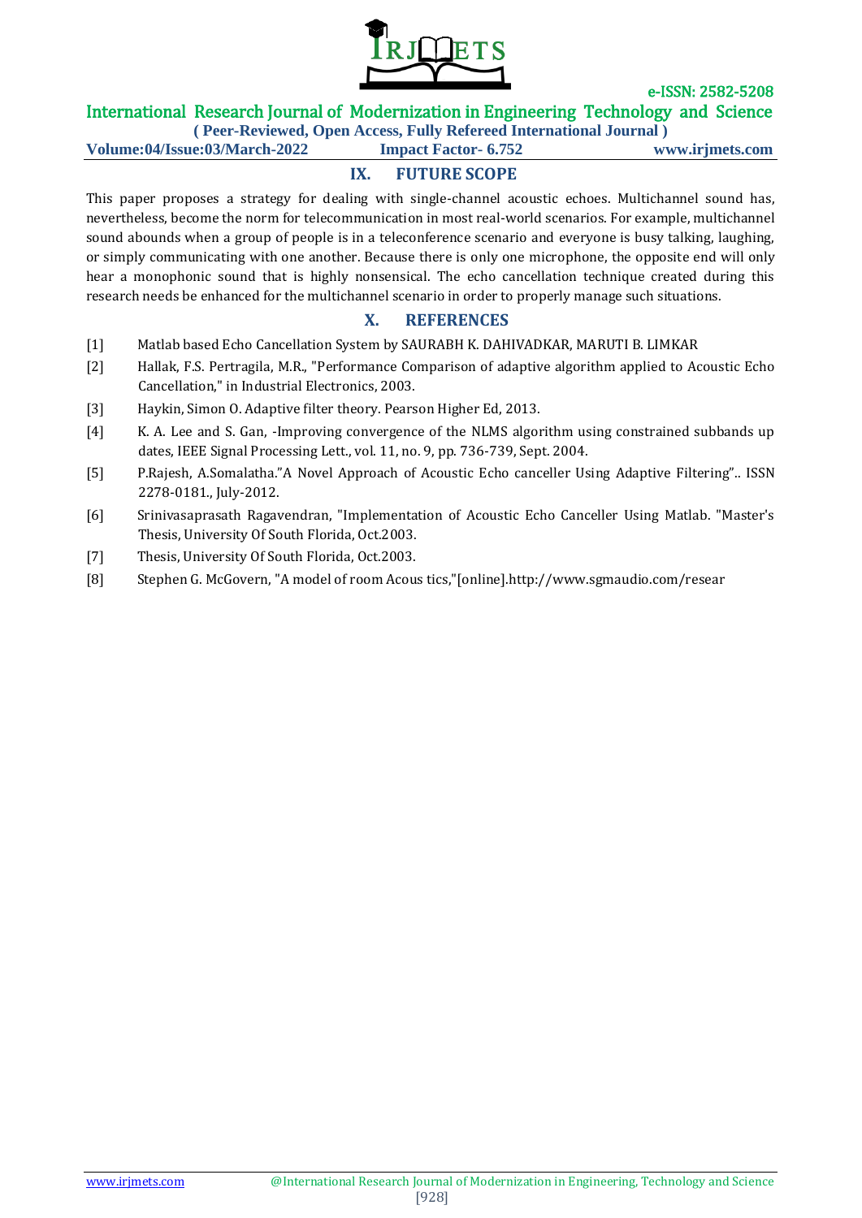## IX. FUTURE SCOPE

This paper proposes a strategy for dealing with single-channel acoustic echoes. Multichannel sound has, nevertheless, become the norm for telecommunication in most real-world scenarios. For example, multichannel sound abounds when a group of people is in a teleconference scenario and everyone is busy talking, laughing, or simply communicating with one another. Because there is only one microphone, the opposite end will only hear a monophonic sound that is highly nonsensical. The echo cancellation technique created during this research needs be enhanced for the multichannel scenario in order to properly manage such situations.

## X. REFERENCES

[1] Matlab based Echo Cancellation System by SAURABH K. DAHIVADKAR, MARUTI B. LIMKAR

[2] Hallak, F.S. Pertragila, M.R., "Performance Comparison of adaptive algorithm applied to Acoustic Echo Cancellation," in Industrial Electronics, 2003.

[3] Haykin, Simon O. Adaptive filter theory. Pearson Higher Ed, 2013.

[4] K. A. Lee and S. Gan, -Improving convergence of the NLMS algorithm using constrained subbands up dates, IEEE Signal Processing Lett., vol. 11, no. 9, pp. 736-739, Sept. 2004.

[5] P.Rajesh, A.Somalatha."A Novel Approach of Acoustic Echo canceller Using Adaptive Filtering".. ISSN 2278-0181., July-2012.

[6] Srinivasaprasath Ragavendran, "Implementation of Acoustic Echo Canceller Using Matlab. "Master's Thesis, University Of South Florida, Oct.2003.

[7] Thesis, University Of South Florida, Oct.2003.

[8] Stephen G. McGovern, "A model of room Acous tics,"[online].http://www.sgmaudio.com/resear